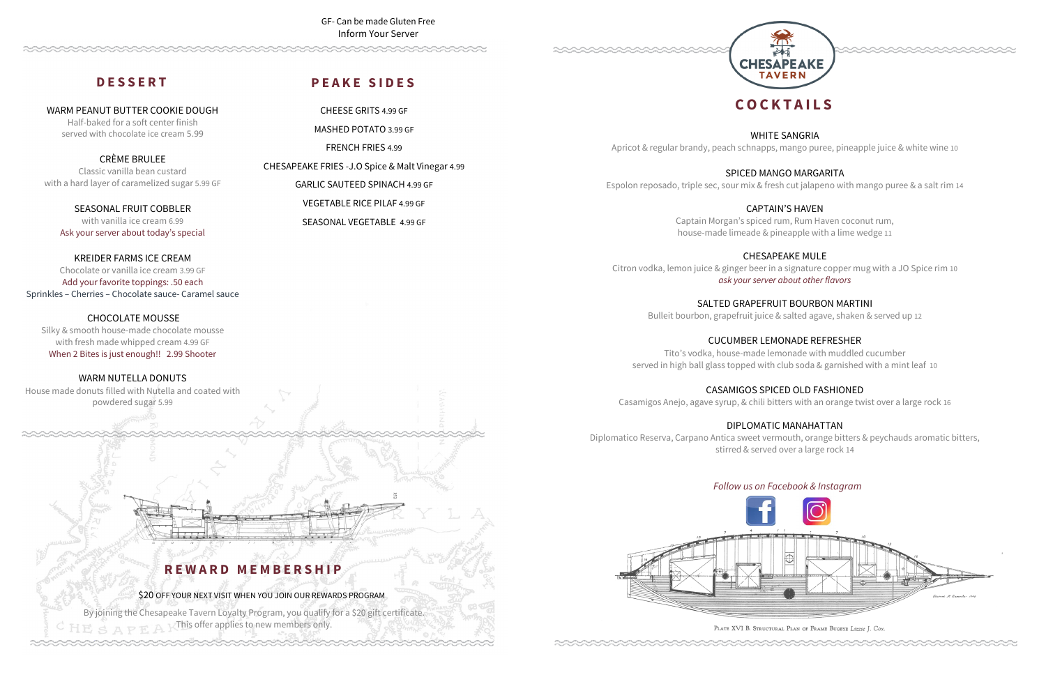GF- Can be made Gluten Free
Inform Your Server

## DESSERT

WARM PEANUT BUTTER COOKIE DOUGH
Half-baked for a soft center finish
served with chocolate ice cream 5.99

CRÈME BRULEE
Classic vanilla bean custard
with a hard layer of caramelized sugar 5.99 GF

SEASONAL FRUIT COBBLER
with vanilla ice cream 6.99
Ask your server about today's special

KREIDER FARMS ICE CREAM
Chocolate or vanilla ice cream 3.99 GF
Add your favorite toppings: .50 each
Sprinkles – Cherries – Chocolate sauce- Caramel sauce

CHOCOLATE MOUSSE
Silky & smooth house-made chocolate mousse
with fresh made whipped cream 4.99 GF
When 2 Bites is just enough!! 2.99 Shooter

WARM NUTELLA DONUTS
House made donuts filled with Nutella and coated with
powdered sugar 5.99

## PEAKE SIDES

CHEESE GRITS 4.99 GF

MASHED POTATO 3.99 GF

FRENCH FRIES 4.99

CHESAPEAKE FRIES -J.O Spice & Malt Vinegar 4.99

GARLIC SAUTEED SPINACH 4.99 GF

VEGETABLE RICE PILAF 4.99 GF

SEASONAL VEGETABLE 4.99 GF

## REWARD MEMBERSHIP

$20 OFF YOUR NEXT VISIT WHEN YOU JOIN OUR REWARDS PROGRAM

By joining the Chesapeake Tavern Loyalty Program, you qualify for a $20 gift certificate.
This offer applies to new members only.

CHESAPEAKE TAVERN

## COCKTAILS

WHITE SANGRIA
Apricot & regular brandy, peach schnapps, mango puree, pineapple juice & white wine 10

SPICED MANGO MARGARITA
Espolon reposado, triple sec, sour mix & fresh cut jalapeno with mango puree & a salt rim 14

CAPTAIN'S HAVEN
Captain Morgan's spiced rum, Rum Haven coconut rum,
house-made limeade & pineapple with a lime wedge 11

CHESAPEAKE MULE
Citron vodka, lemon juice & ginger beer in a signature copper mug with a JO Spice rim 10
*ask your server about other flavors*

SALTED GRAPEFRUIT BOURBON MARTINI
Bulleit bourbon, grapefruit juice & salted agave, shaken & served up 12

CUCUMBER LEMONADE REFRESHER
Tito's vodka, house-made lemonade with muddled cucumber
served in high ball glass topped with club soda & garnished with a mint leaf 10

CASAMIGOS SPICED OLD FASHIONED
Casamigos Anejo, agave syrup, & chili bitters with an orange twist over a large rock 16

DIPLOMATIC MANAHATTAN
Diplomatico Reserva, Carpano Antica sweet vermouth, orange bitters & peychauds aromatic bitters,
stirred & served over a large rock 14

*Follow us on Facebook & Instagram*

PLATE XVI B. STRUCTURAL PLAN OF FRAME BUGEYE *Lizzie J. Cox.*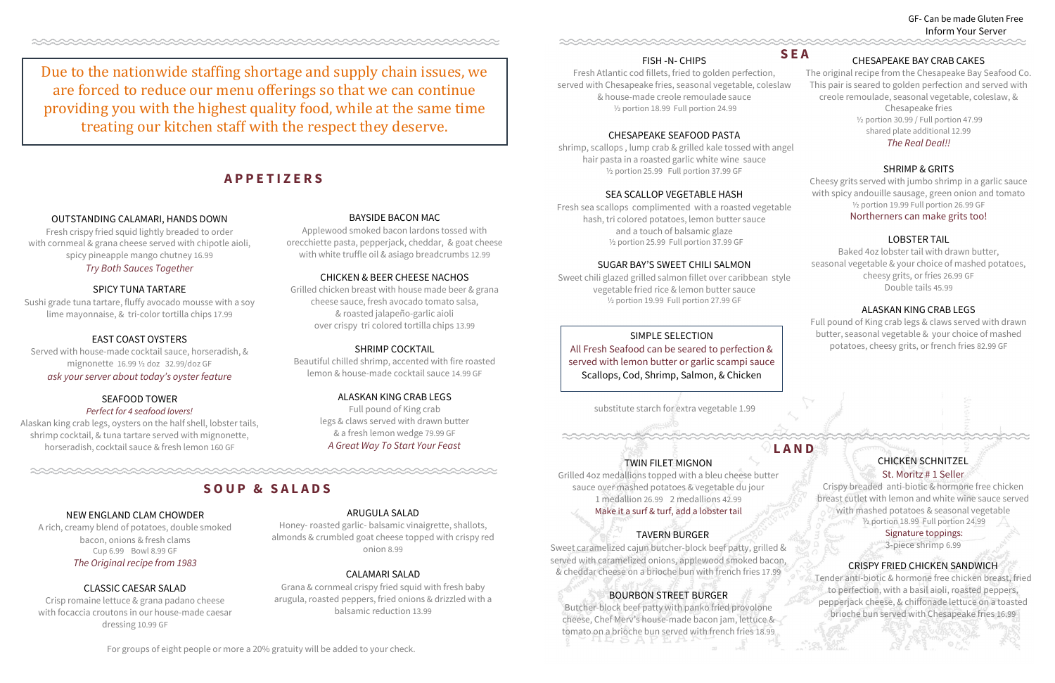Due to the nationwide staffing shortage and supply chain issues, we are forced to reduce our menu offerings so that we can continue providing you with the highest quality food, while at the same time treating our kitchen staff with the respect they deserve.

## APPETIZERS

### OUTSTANDING CALAMARI, HANDS DOWN

Fresh crispy fried squid lightly breaded to order with cornmeal & grana cheese served with chipotle aioli, spicy pineapple mango chutney 16.99

*Try Both Sauces Together*

### SPICY TUNA TARTARE

Sushi grade tuna tartare, fluffy avocado mousse with a soy lime mayonnaise, & tri-color tortilla chips 17.99

### EAST COAST OYSTERS

Served with house-made cocktail sauce, horseradish, & mignonette 16.99 ½ doz 32.99/doz GF

*ask your server about today's oyster feature*

### SEAFOOD TOWER

*Perfect for 4 seafood lovers!*

Alaskan king crab legs, oysters on the half shell, lobster tails, shrimp cocktail, & tuna tartare served with mignonette, horseradish, cocktail sauce & fresh lemon 160 GF

### BAYSIDE BACON MAC

Applewood smoked bacon lardons tossed with orecchiette pasta, pepperjack, cheddar, & goat cheese with white truffle oil & asiago breadcrumbs 12.99

### CHICKEN & BEER CHEESE NACHOS

Grilled chicken breast with house made beer & grana cheese sauce, fresh avocado tomato salsa, & roasted jalapeño-garlic aioli over crispy tri colored tortilla chips 13.99

### SHRIMP COCKTAIL

Beautiful chilled shrimp, accented with fire roasted lemon & house-made cocktail sauce 14.99 GF

### ALASKAN KING CRAB LEGS

Full pound of King crab legs & claws served with drawn butter & a fresh lemon wedge 79.99 GF

*A Great Way To Start Your Feast*

## SOUP & SALADS

### NEW ENGLAND CLAM CHOWDER

A rich, creamy blend of potatoes, double smoked bacon, onions & fresh clams
Cup 6.99 Bowl 8.99 GF

*The Original recipe from 1983*

### CLASSIC CAESAR SALAD

Crisp romaine lettuce & grana padano cheese with focaccia croutons in our house-made caesar dressing 10.99 GF

### ARUGULA SALAD

Honey- roasted garlic- balsamic vinaigrette, shallots, almonds & crumbled goat cheese topped with crispy red onion 8.99

### CALAMARI SALAD

Grana & cornmeal crispy fried squid with fresh baby arugula, roasted peppers, fried onions & drizzled with a balsamic reduction 13.99

For groups of eight people or more a 20% gratuity will be added to your check.

GF- Can be made Gluten Free
Inform Your Server

## SEA

### FISH -N- CHIPS

Fresh Atlantic cod fillets, fried to golden perfection, served with Chesapeake fries, seasonal vegetable, coleslaw & house-made creole remoulade sauce
½ portion 18.99 Full portion 24.99

### CHESAPEAKE SEAFOOD PASTA

shrimp, scallops , lump crab & grilled kale tossed with angel hair pasta in a roasted garlic white wine sauce
½ portion 25.99 Full portion 37.99 GF

### SEA SCALLOP VEGETABLE HASH

Fresh sea scallops complimented with a roasted vegetable hash, tri colored potatoes, lemon butter sauce and a touch of balsamic glaze
½ portion 25.99 Full portion 37.99 GF

### SUGAR BAY'S SWEET CHILI SALMON

Sweet chili glazed grilled salmon fillet over caribbean style vegetable fried rice & lemon butter sauce
½ portion 19.99 Full portion 27.99 GF

### SIMPLE SELECTION

All Fresh Seafood can be seared to perfection & served with lemon butter or garlic scampi sauce
Scallops, Cod, Shrimp, Salmon, & Chicken

substitute starch for extra vegetable 1.99

### CHESAPEAKE BAY CRAB CAKES

The original recipe from the Chesapeake Bay Seafood Co. This pair is seared to golden perfection and served with creole remoulade, seasonal vegetable, coleslaw, & Chesapeake fries
½ portion 30.99 / Full portion 47.99
shared plate additional 12.99

*The Real Deal!!*

### SHRIMP & GRITS

Cheesy grits served with jumbo shrimp in a garlic sauce with spicy andouille sausage, green onion and tomato
½ portion 19.99 Full portion 26.99 GF

Northerners can make grits too!

### LOBSTER TAIL

Baked 4oz lobster tail with drawn butter, seasonal vegetable & your choice of mashed potatoes, cheesy grits, or fries 26.99 GF
Double tails 45.99

### ALASKAN KING CRAB LEGS

Full pound of King crab legs & claws served with drawn butter, seasonal vegetable & your choice of mashed potatoes, cheesy grits, or french fries 82.99 GF

## LAND

### TWIN FILET MIGNON

Grilled 4oz medallions topped with a bleu cheese butter sauce over mashed potatoes & vegetable du jour
1 medallion 26.99 2 medallions 42.99

Make it a surf & turf, add a lobster tail

### TAVERN BURGER

Sweet caramelized cajun butcher-block beef patty, grilled & served with caramelized onions, applewood smoked bacon, & cheddar cheese on a brioche bun with french fries 17.99

### BOURBON STREET BURGER

Butcher-block beef patty with panko fried provolone cheese, Chef Merv's house-made bacon jam, lettuce & tomato on a brioche bun served with french fries 18.99

### CHICKEN SCHNITZEL

St. Moritz # 1 Seller

Crispy breaded anti-biotic & hormone free chicken breast cutlet with lemon and white wine sauce served with mashed potatoes & seasonal vegetable
½ portion 18.99 Full portion 24.99

Signature toppings:
3-piece shrimp 6.99

### CRISPY FRIED CHICKEN SANDWICH

Tender anti-biotic & hormone free chicken breast, fried to perfection, with a basil aioli, roasted peppers, pepperjack cheese, & chiffonade lettuce on a toasted brioche bun served with Chesapeake fries 16.99